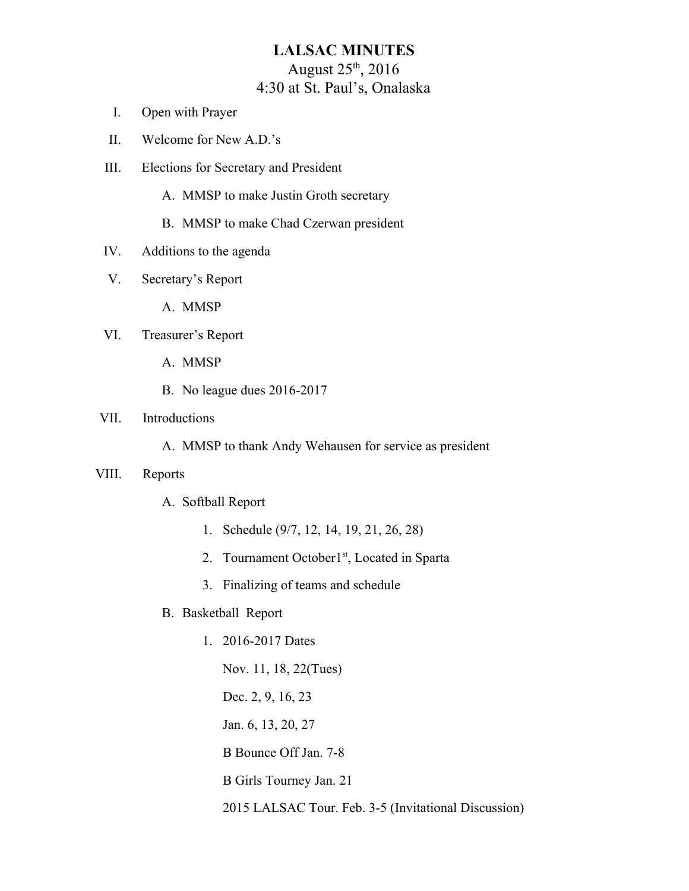# LALSAC MINUTES

## August 25th, 2016

## 4:30 at St. Paul's, Onalaska

I. Open with Prayer

II. Welcome for New A.D.'s

III. Elections for Secretary and President

   A. MMSP to make Justin Groth secretary

   B. MMSP to make Chad Czerwan president

IV. Additions to the agenda

V. Secretary's Report

   A. MMSP

VI. Treasurer's Report

   A. MMSP

   B. No league dues 2016-2017

VII. Introductions

   A. MMSP to thank Andy Wehausen for service as president

VIII. Reports

   A. Softball Report

      1. Schedule (9/7, 12, 14, 19, 21, 26, 28)

      2. Tournament October1st, Located in Sparta

      3. Finalizing of teams and schedule

   B. Basketball Report

      1. 2016-2017 Dates

         Nov. 11, 18, 22(Tues)

         Dec. 2, 9, 16, 23

         Jan. 6, 13, 20, 27

         B Bounce Off Jan. 7-8

         B Girls Tourney Jan. 21

         2015 LALSAC Tour. Feb. 3-5 (Invitational Discussion)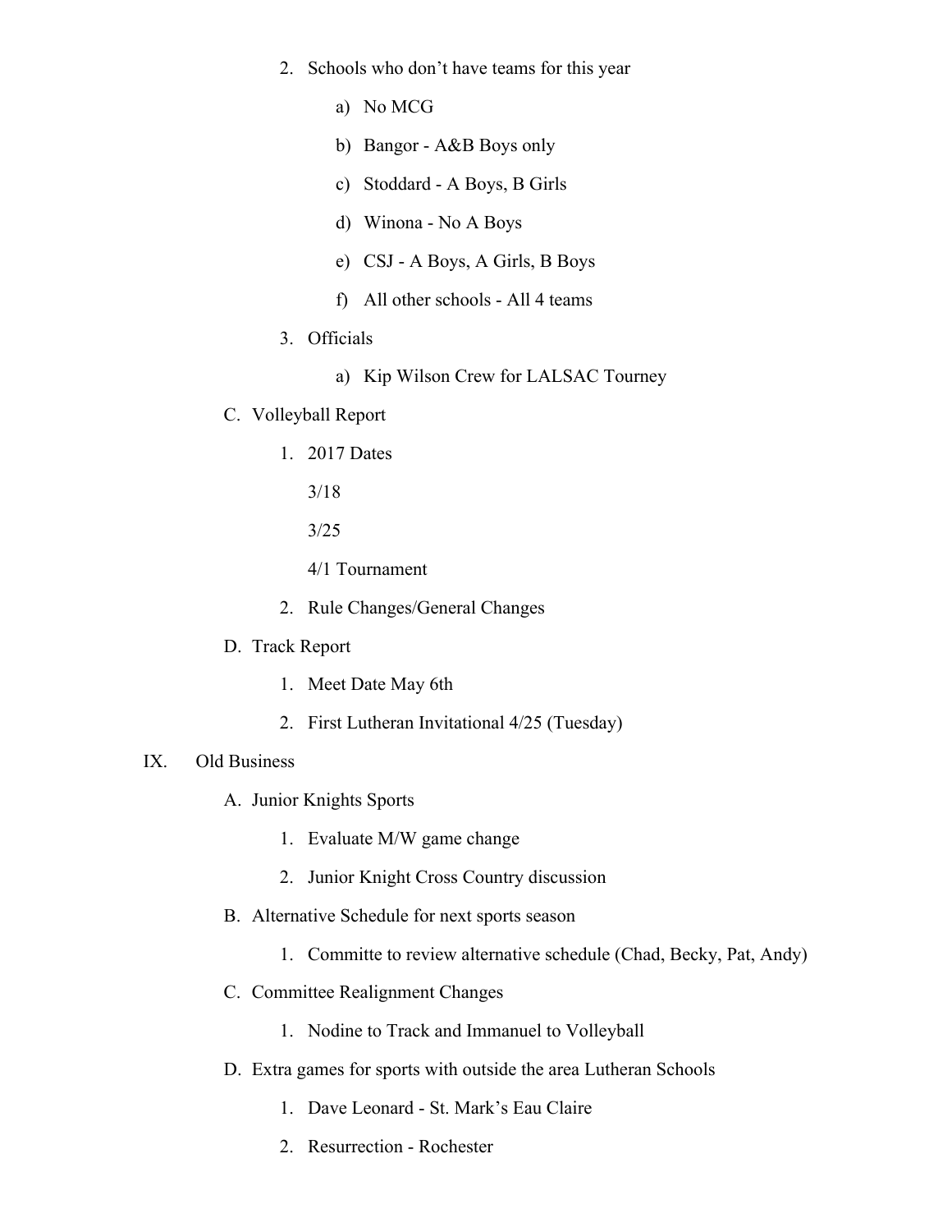2. Schools who don't have teams for this year
    a) No MCG
    b) Bangor - A&B Boys only
    c) Stoddard - A Boys, B Girls
    d) Winona - No A Boys
    e) CSJ - A Boys, A Girls, B Boys
    f) All other schools - All 4 teams
3. Officials
    a) Kip Wilson Crew for LALSAC Tourney

C. Volleyball Report
1. 2017 Dates

   3/18

   3/25

   4/1 Tournament
2. Rule Changes/General Changes

D. Track Report
1. Meet Date May 6th
2. First Lutheran Invitational 4/25 (Tuesday)

IX. Old Business

A. Junior Knights Sports
1. Evaluate M/W game change
2. Junior Knight Cross Country discussion

B. Alternative Schedule for next sports season
1. Committe to review alternative schedule (Chad, Becky, Pat, Andy)

C. Committee Realignment Changes
1. Nodine to Track and Immanuel to Volleyball

D. Extra games for sports with outside the area Lutheran Schools
1. Dave Leonard - St. Mark's Eau Claire
2. Resurrection - Rochester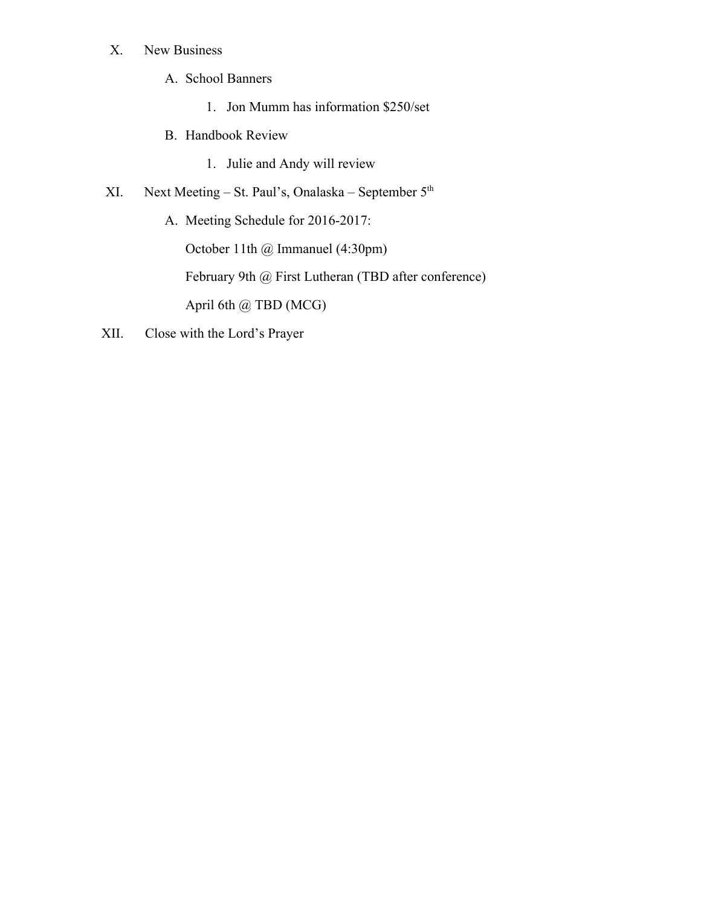X. New Business

   A. School Banners

      1. Jon Mumm has information $250/set

   B. Handbook Review

      1. Julie and Andy will review

XI. Next Meeting – St. Paul's, Onalaska – September 5th

   A. Meeting Schedule for 2016-2017:

      October 11th @ Immanuel (4:30pm)

      February 9th @ First Lutheran (TBD after conference)

      April 6th @ TBD (MCG)

XII. Close with the Lord's Prayer